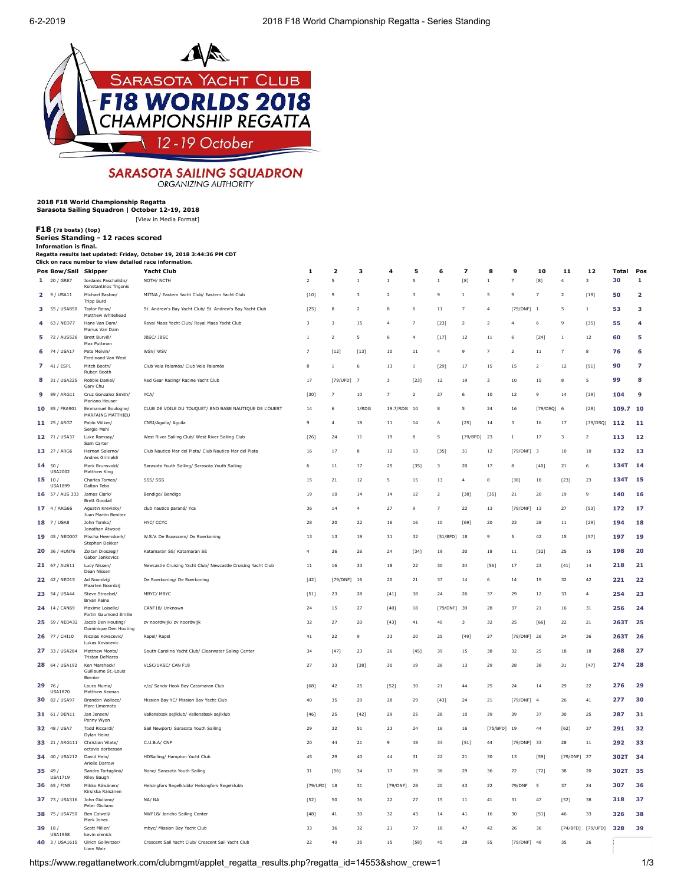SARASOTA YACHT CLUB

# F18 WORLDS 2018 CHAMPIONSHIP REGATTA

12 - 19 October

SARASOTA SAILING SQUADRON
ORGANIZING AUTHORITY

**2018 F18 World Championship Regatta**
**Sarasota Sailing Squadron | October 12-19, 2018**
[View in Media Format]

**F18** (78 boats) (top)
**Series Standing - 12 races scored**
**Information is final.**
**Regatta results last updated: Friday, October 19, 2018 3:44:36 PM CDT**
**Click on race number to view detailed race information.**

| Pos | Bow/Sail | Skipper | Yacht Club | 1 | 2 | 3 | 4 | 5 | 6 | 7 | 8 | 9 | 10 | 11 | 12 | Total | Pos |
|---|---|---|---|---|---|---|---|---|---|---|---|---|---|---|---|---|---|
| 1 | 20 / GRE7 | Iordanis Paschalidis/ Konstantinos Trigonis | NOTH/ NCTH | 2 | 5 | 1 | 1 | 5 | 1 | [8] | 1 | 7 | [8] | 4 | 3 | 30 | 1 |
| 2 | 9 / USA11 | Michael Easton/ Tripp Burd | MITNA / Eastern Yacht Club/ Eastern Yacht Club | [10] | 9 | 3 | 2 | 3 | 9 | 1 | 5 | 9 | 7 | 2 | [19] | 50 | 2 |
| 3 | 55 / USA850 | Taylor Reiss/ Matthew Whitehead | St. Andrew's Bay Yacht Club/ St. Andrew's Bay Yacht Club | [25] | 8 | 2 | 8 | 6 | 11 | 7 | 4 | [79/DNF] | 1 | 5 | 1 | 53 | 3 |
| 4 | 63 / NED77 | Hans Van Dam/ Marius Van Dam | Royal Maas Yacht Club/ Royal Maas Yacht Club | 3 | 3 | 15 | 4 | 7 | [23] | 2 | 2 | 4 | 6 | 9 | [35] | 55 | 4 |
| 5 | 72 / AUS526 | Brett Burvill/ Max Puttman | JBSC/ JBSC | 1 | 2 | 5 | 6 | 4 | [17] | 12 | 11 | 6 | [24] | 1 | 12 | 60 | 5 |
| 6 | 74 / USA17 | Pete Melvin/ Ferdinand Van West | WSV/ WSV | 7 | [12] | [13] | 10 | 11 | 4 | 9 | 7 | 2 | 11 | 7 | 8 | 76 | 6 |
| 7 | 41 / ESP1 | Mitch Booth/ Ruben Booth | Club Vela Palamós/ Club Vela Palamós | 8 | 1 | 6 | 13 | 1 | [29] | 17 | 15 | 15 | 2 | 12 | [51] | 90 | 7 |
| 8 | 31 / USA225 | Robbie Daniel/ Gary Chu | Red Gear Racing/ Racine Yacht Club | 17 | [79/UFD] | 7 | 3 | [23] | 12 | 19 | 3 | 10 | 15 | 8 | 5 | 99 | 8 |
| 9 | 89 / ARG11 | Cruz Gonzalez Smith/ Mariano Heuser | YCA/ | [30] | 7 | 10 | 7 | 2 | 27 | 6 | 10 | 12 | 9 | 14 | [39] | 104 | 9 |
| 10 | 85 / FRA901 | Emmanuel Boulogne/ MARFAING MATTHIEU | CLUB DE VOILE DU TOUQUET/ BNO BASE NAUTIQUE DE L'OUEST | 14 | 6 | 1/RDG | 19.7/RDG | 10 | 8 | 5 | 24 | 16 | [79/DSQ] | 6 | [28] | 109.7 | 10 |
| 11 | 25 / ARG7 | Pablo Völker/ Sergio Mehl | CNSI/Aguila/ Aguila | 9 | 4 | 18 | 11 | 14 | 6 | [25] | 14 | 3 | 16 | 17 | [79/DSQ] | 112 | 11 |
| 12 | 71 / USA37 | Luke Ramsay/ Sam Carter | West River Sailing Club/ West River Sailing Club | [26] | 24 | 11 | 19 | 8 | 5 | [79/BFD] | 23 | 1 | 17 | 3 | 2 | 113 | 12 |
| 13 | 27 / ARG6 | Hernan Salerno/ Andres Grimaldi | Club Nautico Mar del Plata/ Club Nautico Mar del Plata | 16 | 17 | 8 | 12 | 13 | [35] | 31 | 12 | [79/DNF] | 3 | 10 | 10 | 132 | 13 |
| 14 | 50 / USA2002 | Mark Brunsvold/ Matthew King | Sarasota Youth Sailing/ Sarasota Youth Sailing | 6 | 11 | 17 | 25 | [35] | 3 | 20 | 17 | 8 | [40] | 21 | 6 | 134T | 14 |
| 15 | 10 / USA1899 | Charles Tomeo/ Dalton Tebo | SSS/ SSS | 15 | 21 | 12 | 5 | 15 | 13 | 4 | 8 | [38] | 18 | [23] | 23 | 134T | 15 |
| 16 | 57 / AUS 333 | James Clark/ Brett Goodall | Bendigo/ Bendigo | 19 | 10 | 14 | 14 | 12 | 2 | [38] | [35] | 21 | 20 | 19 | 9 | 140 | 16 |
| 17 | 4 / ARG66 | Agustin Krevisky/ Juan Martin Benitez | club nautico paraná/ Yca | 36 | 14 | 4 | 27 | 9 | 7 | 22 | 13 | [79/DNF] | 13 | 27 | [53] | 172 | 17 |
| 18 | 7 / USA8 | John Tomko/ Jonathan Atwood | HYC/ CCYC | 28 | 20 | 22 | 16 | 16 | 10 | [69] | 20 | 23 | 28 | 11 | [29] | 194 | 18 |
| 19 | 45 / NED007 | Mischa Heemskerk/ Stephan Dekker | W.S.V. De Braassem/ De Roerkoning | 13 | 13 | 19 | 31 | 32 | [51/BFD] | 18 | 9 | 5 | 42 | 15 | [57] | 197 | 19 |
| 20 | 36 / HUN76 | Zoltan Dioszegi/ Gabor Jankovics | Katamaran SE/ Katamaran SE | 4 | 26 | 26 | 24 | [34] | 19 | 30 | 18 | 11 | [32] | 25 | 15 | 198 | 20 |
| 21 | 67 / AUS11 | Lucy Nissen/ Dean Nissen | Newcastle Cruising Yacht Club/ Newcastle Cruising Yacht Club | 11 | 16 | 33 | 18 | 22 | 30 | 34 | [56] | 17 | 23 | [41] | 14 | 218 | 21 |
| 22 | 42 / NED15 | Ad Noordzij/ Maarten Noordzij | De Roerkoning/ De Roerkoning | [42] | [79/DNF] | 16 | 20 | 21 | 37 | 14 | 6 | 14 | 19 | 32 | 42 | 221 | 22 |
| 23 | 54 / USA44 | Steve Stroebel/ Bryan Paine | MBYC/ MBYC | [51] | 23 | 28 | [41] | 38 | 24 | 26 | 37 | 29 | 12 | 33 | 4 | 254 | 23 |
| 24 | 14 / CAN69 | Maxime Loiselle/ Fortin Gaumond Emilie | CANF18/ Unknown | 24 | 15 | 27 | [40] | 18 | [79/DNF] | 39 | 28 | 37 | 21 | 16 | 31 | 256 | 24 |
| 25 | 59 / NED432 | Jacob Den Houting/ Dominique Den Houting | zv noordwijk/ zv noordwijk | 32 | 27 | 20 | [43] | 41 | 40 | 3 | 32 | 25 | [66] | 22 | 21 | 263T | 25 |
| 26 | 77 / CHI10 | Nicolas Kovacevic/ Lukas Kovacevic | Rapel/ Rapel | 41 | 22 | 9 | 33 | 20 | 25 | [49] | 27 | [79/DNF] | 26 | 24 | 36 | 263T | 26 |
| 27 | 33 / USA284 | Matthew Monts/ Tristan DeMarzo | South Carolina Yacht Club/ Clearwater Saling Center | 34 | [47] | 23 | 26 | [45] | 39 | 15 | 38 | 32 | 25 | 18 | 18 | 268 | 27 |
| 28 | 64 / USA192 | Ken Marshack/ Guillaume St.-Louis Bernier | VLSC/UKSC/ CAN F18 | 27 | 33 | [38] | 30 | 19 | 26 | 13 | 29 | 28 | 38 | 31 | [47] | 274 | 28 |
| 29 | 76 / USA1870 | Laura Muma/ Matthew Keenan | n/a/ Sandy Hook Bay Catamaran Club | [68] | 42 | 25 | [52] | 30 | 21 | 44 | 25 | 24 | 14 | 29 | 22 | 276 | 29 |
| 30 | 82 / USA97 | Brandon Wallace/ Marc Umemoto | Mission Bay YC/ Mission Bay Yacht Club | 40 | 35 | 29 | 28 | 29 | [43] | 24 | 21 | [79/DNF] | 4 | 26 | 41 | 277 | 30 |
| 31 | 61 / DEN11 | Jan Jensen/ Penny Wyon | Vallensbæk sejlklub/ Vallensbæk sejlklub | [46] | 25 | [42] | 29 | 25 | 28 | 10 | 39 | 39 | 37 | 30 | 25 | 287 | 31 |
| 32 | 48 / USA7 | Todd Riccardi/ Dylan Heinz | Sail Newport/ Sarasota Youth Sailing | 29 | 32 | 51 | 23 | 24 | 16 | 16 | [75/BFD] | 19 | 44 | [62] | 37 | 291 | 32 |
| 33 | 21 / ARG111 | Christian Vilate/ octavio dorbessan | C.U.B.A/ CNP | 20 | 44 | 21 | 9 | 48 | 34 | [51] | 44 | [79/DNF] | 33 | 28 | 11 | 292 | 33 |
| 34 | 40 / USA212 | David Hein/ Arielle Darrow | HDSailing/ Hampton Yacht Club | 45 | 29 | 40 | 44 | 31 | 22 | 21 | 30 | 13 | [59] | [79/DNF] | 27 | 302T | 34 |
| 35 | 49 / USA1719 | Sandra Tartaglino/ Riley Baugh | None/ Sarasota Youth Sailing | 31 | [56] | 34 | 17 | 39 | 36 | 29 | 36 | 22 | [72] | 38 | 20 | 302T | 35 |
| 36 | 65 / FIN5 | Mikko Räisänen/ Kirsikka Räisänen | Helsingfors Segelklubb/ Helsingfors Segelklubb | [79/UFD] | 18 | 31 | [79/DNF] | 28 | 20 | 43 | 22 | 79/DNF | 5 | 37 | 24 | 307 | 36 |
| 37 | 73 / USA316 | John Giuliano/ Peter Giuliano | NA/ NA | [52] | 50 | 36 | 22 | 27 | 15 | 11 | 41 | 31 | 47 | [52] | 38 | 318 | 37 |
| 38 | 75 / USA750 | Ben Colwell/ Mark Jones | NWF18/ Jericho Sailing Center | [48] | 41 | 30 | 32 | 43 | 14 | 41 | 16 | 30 | [51] | 46 | 33 | 326 | 38 |
| 39 | 18 / USA1958 | Scott Miller/ kevin olenick | mbyc/ Mission Bay Yacht Club | 33 | 36 | 32 | 21 | 37 | 18 | 47 | 42 | 26 | 36 | [74/BFD] | [79/UFD] | 328 | 39 |
| 40 | 3 / USA1615 | Ulrich Gollwitzer/ Liam Walz | Crescent Sail Yacht Club/ Crescent Sail Yacht Club | 22 | 40 | 35 | 15 | [58] | 45 | 28 | 55 | [79/DNF] | 46 | 35 | 26 | | |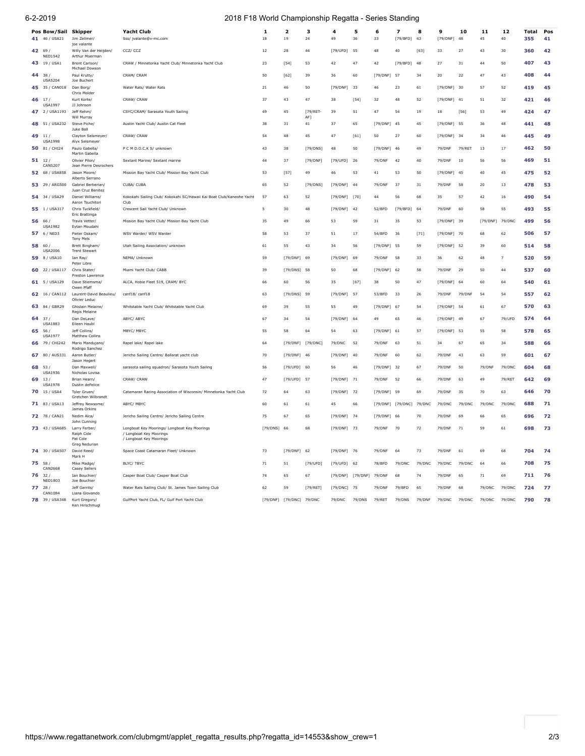# 2018 F18 World Championship Regatta - Series Standing

| Pos | Bow/Sail | Skipper | Yacht Club | 1 | 2 | 3 | 4 | 5 | 6 | 7 | 8 | 9 | 10 | 11 | 12 | Total | Pos |
|---|---|---|---|---|---|---|---|---|---|---|---|---|---|---|---|---|---|
| 41 | 46 / USA21 | Jim Zellmer/ joe valante | Sss/ jvalante@v-mc.com | 18 | 19 | 24 | 49 | 36 | 33 | [79/BFD] | 43 | [79/DNF] | 48 | 45 | 40 | 355 | 41 |
| 42 | 69 / NED1542 | Willy Van der Heijden/ Arthur Moerman | CCZ/ CCZ | 12 | 28 | 44 | [79/UFD] | 55 | 48 | 40 | [63] | 33 | 27 | 43 | 30 | 360 | 42 |
| 43 | 19 / USA1 | Brent Carlson/ Michael Dowson | CRAW / Minnetonka Yacht Club/ Minnetonka Yacht Club | 23 | [54] | 53 | 42 | 47 | 42 | [79/BFD] | 48 | 27 | 31 | 44 | 50 | 407 | 43 |
| 44 | 38 / USA5204 | Paul Krutty/ Joe Buchert | CRAM/ CRAM | 50 | [62] | 39 | 36 | 60 | [79/DNF] | 57 | 34 | 20 | 22 | 47 | 43 | 408 | 44 |
| 45 | 35 / CAN018 | Dan Borg/ Chris Molder | Water Rats/ Water Rats | 21 | 46 | 50 | [79/DNF] | 33 | 46 | 23 | 61 | [79/DNF] | 30 | 57 | 52 | 419 | 45 |
| 46 | 17 / USA1997 | Kurt Korte/ JJ Johnson | CRAW/ CRAW | 37 | 43 | 47 | 38 | [54] | 32 | 48 | 52 | [79/DNF] | 41 | 51 | 32 | 421 | 46 |
| 47 | 2 / USA1193 | Jeff Rehm/ Will Murray | CSYC/CRAM/ Sarasota Youth Sailing | 49 | 45 | [79/RET-AF] | 39 | 51 | 47 | 54 | 19 | 18 | [56] | 53 | 49 | 424 | 47 |
| 48 | 51 / USA232 | Steve Piche/ Juke Ball | Austin Yacht Club/ Austin Cat Fleet | 38 | 31 | 41 | 37 | 65 | [79/DNF] | 45 | 45 | [79/DNF] | 55 | 36 | 48 | 441 | 48 |
| 49 | 11 / USA1998 | Clayton Selsmeyer/ Alyx Selsmeyer | CRAW/ CRAW | 54 | 48 | 45 | 47 | [61] | 50 | 27 | 60 | [79/DNF] | 34 | 34 | 46 | 445 | 49 |
| 50 | 81 / CHI24 | Paulo Gabella/ Martin Gabella | P C M D.O.C.K S/ unknown | 43 | 38 | [79/DNS] | 48 | 50 | [79/DNF] | 46 | 49 | 79/DNF | 79/RET | 13 | 17 | 462 | 50 |
| 51 | 12 / CAN5207 | Olivier Pilon/ Jean Pierre Desrochers | Sextant Marine/ Sextant marine | 44 | 37 | [79/DNF] | [79/UFD] | 26 | 79/DNF | 42 | 40 | 79/DNF | 10 | 56 | 56 | 469 | 51 |
| 52 | 68 / USA858 | Jason Moore/ Alberto Serrano | Mission Bay Yacht Club/ Mission Bay Yacht Club | 53 | [57] | 49 | 46 | 53 | 41 | 53 | 50 | [79/DNF] | 45 | 40 | 45 | 475 | 52 |
| 53 | 29 / ARG500 | Gabriel Berberian/ Juan Cruz Benitez | CUBA/ CUBA | 65 | 52 | [79/DNS] | [79/DNF] | 44 | 79/DNF | 37 | 31 | 79/DNF | 58 | 20 | 13 | 478 | 53 |
| 54 | 34 / USA29 | Daniel Williams/ Aaron Tsuchitori | Kokokahi Sailing Club/ Kokokahi SC/Hawaii Kai Boat Club/Kaneohe Yacht Club | 57 | 63 | 52 | [79/DNF] | [70] | 44 | 56 | 68 | 35 | 57 | 42 | 16 | 490 | 54 |
| 55 | 1 / USA317 | Chris Tuckfield/ Eric Brattinga | Crescent Sail Yacht Club/ Unknown | 5 | 30 | 48 | [79/DNF] | 42 | 52/BFD | [79/BFD] | 64 | 79/DNF | 60 | 58 | 55 | 493 | 55 |
| 56 | 66 / USA1982 | Travis Vetter/ Eytan Moudahi | Mission Bay Yacht Club/ Mission Bay Yacht Club | 35 | 49 | 66 | 53 | 59 | 31 | 35 | 53 | [79/DNF] | 39 | [79/DNF] | 79/DNC | 499 | 56 |
| 57 | 6 / NED3 | Pieter Oskam/ Tony Mels | WSV Warder/ WSV Warder | 58 | 53 | 37 | 51 | 17 | 54/BFD | 36 | [71] | [79/DNF] | 70 | 68 | 62 | 506 | 57 |
| 58 | 60 / USA2006 | Brett Bingham/ Trent Stewart | Utah Sailing Association/ unknown | 61 | 55 | 43 | 34 | 56 | [79/DNF] | 55 | 59 | [79/DNF] | 52 | 39 | 60 | 514 | 58 |
| 59 | 8 / USA10 | Ian Ray/ Peter Libre | NEMA/ Unknown | 59 | [79/DNF] | 69 | [79/DNF] | 69 | 79/DNF | 58 | 33 | 36 | 62 | 48 | 7 | 520 | 59 |
| 60 | 22 / USA117 | Chris Stater/ Preston Lawrence | Miami Yacht Club/ CABB | 39 | [79/DNS] | 58 | 50 | 68 | [79/DNF] | 62 | 58 | 79/DNF | 29 | 50 | 44 | 537 | 60 |
| 61 | 5 / USA129 | Dave Stiemsma/ Owen Pfaff | ALCA, Hobie Fleet 519, CRAM/ BYC | 66 | 60 | 56 | 35 | [67] | 38 | 50 | 47 | [79/DNF] | 64 | 60 | 64 | 540 | 61 |
| 62 | 16 / CAN112 | Laurent-David Beaulieu/ Olivier Leduc | canf18/ canf18 | 63 | [79/DNS] | 59 | [79/DNF] | 57 | 53/BFD | 33 | 26 | 79/DNF | 79/DNF | 54 | 54 | 557 | 62 |
| 63 | 84 / GBR29 | Ghislain Melaine/ Regis Melaine | Whitstable Yacht Club/ Whitstable Yacht Club | 69 | 39 | 55 | 55 | 49 | [79/DNF] | 67 | 54 | [79/DNF] | 54 | 61 | 67 | 570 | 63 |
| 64 | 37 / USA1883 | Dan DeLave/ Eileen Haubl | ABYC/ ABYC | 67 | 34 | 54 | [79/DNF] | 64 | 49 | 65 | 46 | [79/DNF] | 49 | 67 | 79/UFD | 574 | 64 |
| 65 | 56 / USA1977 | Jeff Collins/ Matthew Collins | MBYC/ MBYC | 55 | 58 | 64 | 54 | 63 | [79/DNF] | 61 | 57 | [79/DNF] | 53 | 55 | 58 | 578 | 65 |
| 66 | 79 / CHI242 | Mario Mandujano/ Rodrigo Sanchez | Rapel lake/ Rapel lake | 64 | [79/DNF] | [79/DNC] | 79/DNC | 52 | 79/DNF | 63 | 51 | 34 | 67 | 65 | 34 | 588 | 66 |
| 67 | 80 / AUS331 | Aaron Butler/ Jason Hegert | Jericho Sailing Centre/ Ballarat yacht club | 70 | [79/DNF] | 46 | [79/DNF] | 40 | 79/DNF | 60 | 62 | 79/DNF | 43 | 63 | 59 | 601 | 67 |
| 68 | 53 / USA1936 | Dan Maxwell/ Nicholas Lovisa | sarasota sailing squadron/ Sarasota Youth Sailing | 56 | [79/UFD] | 60 | 56 | 46 | [79/DNF] | 32 | 67 | 79/DNF | 50 | 79/DNF | 79/DNC | 604 | 68 |
| 69 | 13 / USA1978 | Brian Hearn/ Dustin deFelice | CRAW/ CRAW | 47 | [79/UFD] | 57 | [79/DNF] | 71 | 79/DNF | 52 | 66 | 79/DNF | 63 | 49 | 79/RET | 642 | 69 |
| 70 | 15 / USA4 | Tyler Gruen/ Gretchen Wilbrandt | Catamaran Racing Association of Wisconsin/ Minnetonka Yacht Club | 72 | 64 | 63 | [79/DNF] | 72 | [79/DNF] | 59 | 69 | 79/DNF | 35 | 70 | 63 | 646 | 70 |
| 71 | 83 / USA13 | Jeffrey Newsome/ James Orkins | ABYC/ MBYC | 60 | 61 | 61 | 45 | 66 | [79/DNF] | [79/DNC] | 79/DNC | 79/DNC | 79/DNC | 79/DNC | 79/DNC | 688 | 71 |
| 72 | 78 / CAN21 | Nedim Alca/ John Cunning | Jericho Sailing Centre/ Jericho Sailing Centre | 75 | 67 | 65 | [79/DNF] | 74 | [79/DNF] | 66 | 70 | 79/DNF | 69 | 66 | 65 | 696 | 72 |
| 73 | 43 / USA685 | Larry Ferber/ Ralph Cole Pat Cole Greg Nedurian | Longboat Key Moorings/ Longboat Key Moorings / Longboat Key Moorings / Longboat Key Moorings | [79/DNS] | 66 | 68 | [79/DNF] | 73 | 79/DNF | 70 | 72 | 79/DNF | 71 | 59 | 61 | 698 | 73 |
| 74 | 30 / USA507 | David Reed/ Mark H | Space Coast Catamaran Fleet/ Unknown | 73 | [79/DNF] | 62 | [79/DNF] | 76 | 79/DNF | 64 | 73 | 79/DNF | 61 | 69 | 68 | 704 | 74 |
| 75 | 58 / CAN2668 | Mike Madge/ Casey Sellers | BLYC/ TBYC | 71 | 51 | [79/UFD] | [79/UFD] | 62 | 78/BFD | 79/DNC | 79/DNC | 79/DNC | 79/DNC | 64 | 66 | 708 | 75 |
| 76 | 32 / NED1803 | Ian Bouchier/ Joe Bouchier | Casper Boat Club/ Casper Boat Club | 74 | 65 | 67 | [79/DNF] | [79/DNF] | 79/DNF | 68 | 74 | 79/DNF | 65 | 71 | 69 | 711 | 76 |
| 77 | 28 / CAN1084 | Jeff Gerrits/ Liana Giovando | Water Rats Sailing Club/ St. James Town Sailing Club | 62 | 59 | [79/RET] | [79/DNC] | 75 | 79/DNF | 79/BFD | 65 | 79/DNF | 68 | 79/DNC | 79/DNC | 724 | 77 |
| 78 | 39 / USA348 | Kurt Gregory/ Ken Hirschmugl | GulfPort Yacht Club, FL/ Gulf Port Yacht Club | [79/DNF] | [79/DNC] | 79/DNC | 79/DNC | 79/DNS | 79/RET | 79/DNS | 79/DNF | 79/DNC | 79/DNC | 79/DNC | 79/DNC | 790 | 78 |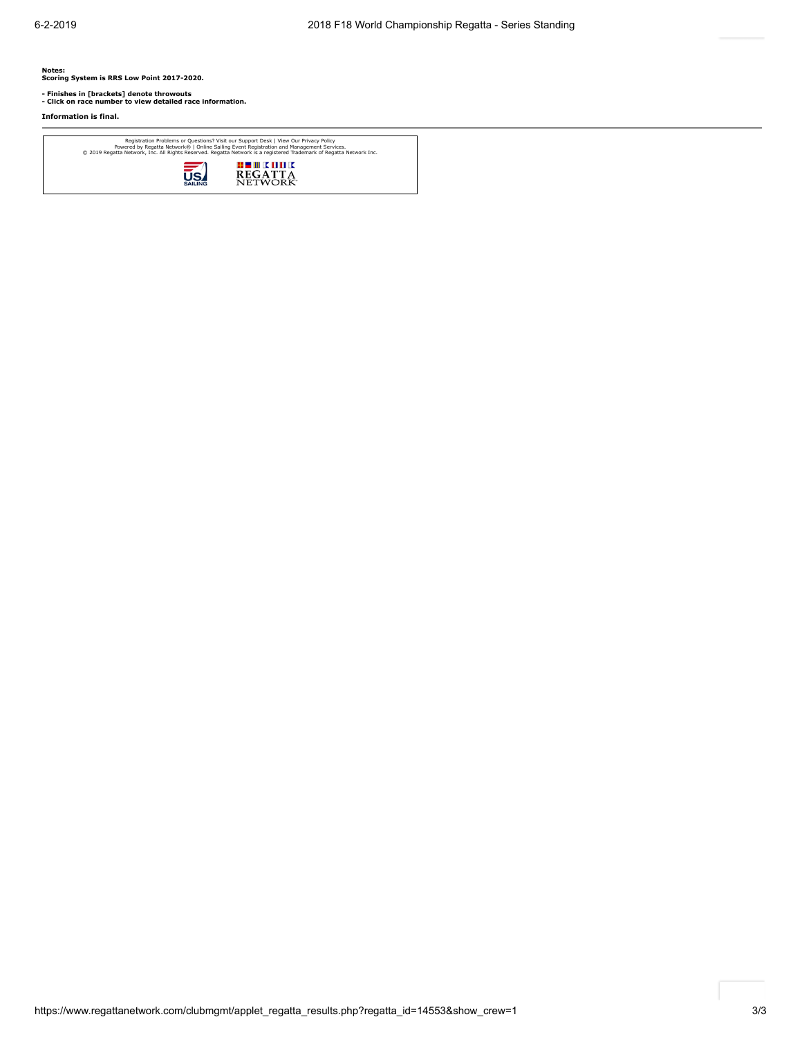**Notes:**
**Scoring System is RRS Low Point 2017-2020.**

**- Finishes in [brackets] denote throwouts**
**- Click on race number to view detailed race information.**

**Information is final.**

---

Registration Problems or Questions? Visit our Support Desk | View Our Privacy Policy
Powered by Regatta Network® | Online Sailing Event Registration and Management Services.
© 2019 Regatta Network, Inc. All Rights Reserved. Regatta Network is a registered Trademark of Regatta Network Inc.

US SAILING

REGATTA NETWORK